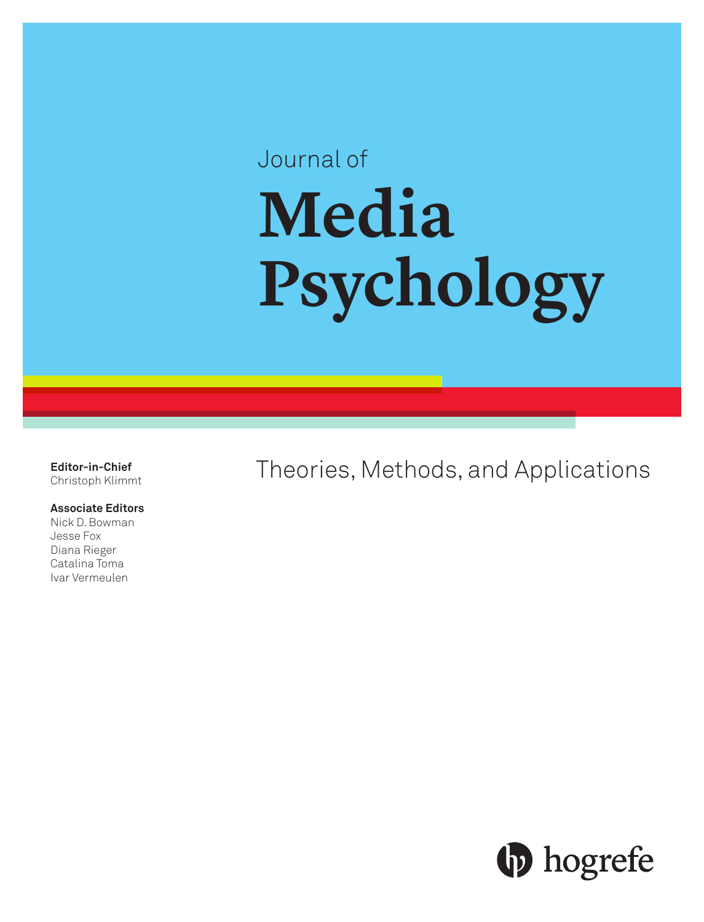Journal of

# Media Psychology

Theories, Methods, and Applications

**Editor-in-Chief**
Christoph Klimmt

**Associate Editors**
Nick D. Bowman
Jesse Fox
Diana Rieger
Catalina Toma
Ivar Vermeulen

hogrefe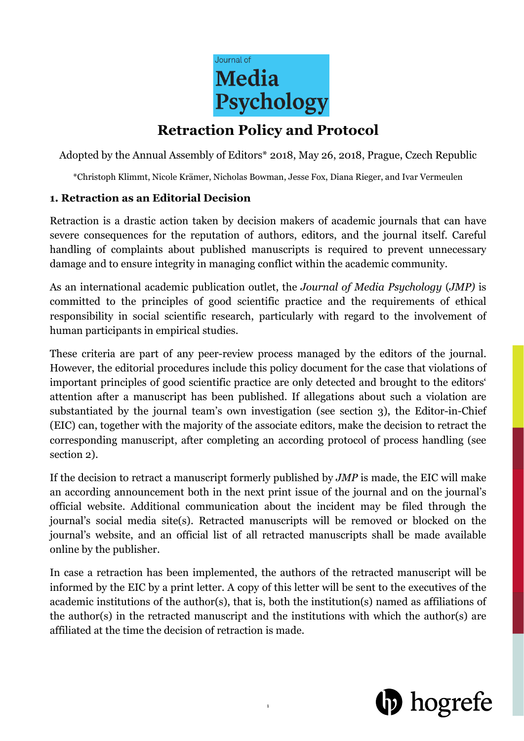# Retraction Policy and Protocol

Adopted by the Annual Assembly of Editors* 2018, May 26, 2018, Prague, Czech Republic

*Christoph Klimmt, Nicole Krämer, Nicholas Bowman, Jesse Fox, Diana Rieger, and Ivar Vermeulen

## 1. Retraction as an Editorial Decision

Retraction is a drastic action taken by decision makers of academic journals that can have severe consequences for the reputation of authors, editors, and the journal itself. Careful handling of complaints about published manuscripts is required to prevent unnecessary damage and to ensure integrity in managing conflict within the academic community.

As an international academic publication outlet, the *Journal of Media Psychology* (*JMP)* is committed to the principles of good scientific practice and the requirements of ethical responsibility in social scientific research, particularly with regard to the involvement of human participants in empirical studies.

These criteria are part of any peer-review process managed by the editors of the journal. However, the editorial procedures include this policy document for the case that violations of important principles of good scientific practice are only detected and brought to the editors' attention after a manuscript has been published. If allegations about such a violation are substantiated by the journal team's own investigation (see section 3), the Editor-in-Chief (EIC) can, together with the majority of the associate editors, make the decision to retract the corresponding manuscript, after completing an according protocol of process handling (see section 2).

If the decision to retract a manuscript formerly published by *JMP* is made, the EIC will make an according announcement both in the next print issue of the journal and on the journal's official website. Additional communication about the incident may be filed through the journal's social media site(s). Retracted manuscripts will be removed or blocked on the journal's website, and an official list of all retracted manuscripts shall be made available online by the publisher.

In case a retraction has been implemented, the authors of the retracted manuscript will be informed by the EIC by a print letter. A copy of this letter will be sent to the executives of the academic institutions of the author(s), that is, both the institution(s) named as affiliations of the author(s) in the retracted manuscript and the institutions with which the author(s) are affiliated at the time the decision of retraction is made.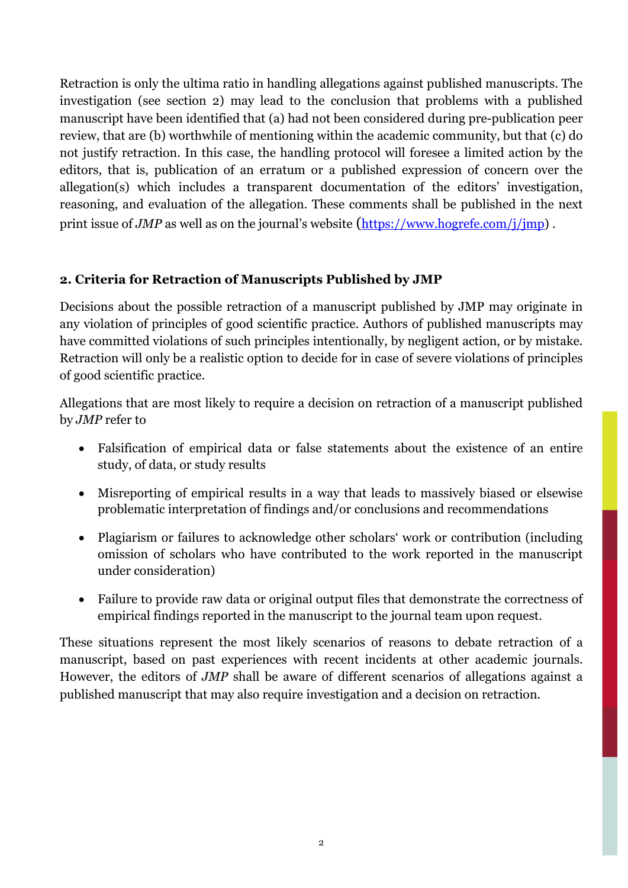Retraction is only the ultima ratio in handling allegations against published manuscripts. The investigation (see section 2) may lead to the conclusion that problems with a published manuscript have been identified that (a) had not been considered during pre-publication peer review, that are (b) worthwhile of mentioning within the academic community, but that (c) do not justify retraction. In this case, the handling protocol will foresee a limited action by the editors, that is, publication of an erratum or a published expression of concern over the allegation(s) which includes a transparent documentation of the editors' investigation, reasoning, and evaluation of the allegation. These comments shall be published in the next print issue of *JMP* as well as on the journal's website (https://www.hogrefe.com/j/jmp) .

## 2. Criteria for Retraction of Manuscripts Published by JMP

Decisions about the possible retraction of a manuscript published by JMP may originate in any violation of principles of good scientific practice. Authors of published manuscripts may have committed violations of such principles intentionally, by negligent action, or by mistake. Retraction will only be a realistic option to decide for in case of severe violations of principles of good scientific practice.

Allegations that are most likely to require a decision on retraction of a manuscript published by *JMP* refer to

- Falsification of empirical data or false statements about the existence of an entire study, of data, or study results
- Misreporting of empirical results in a way that leads to massively biased or elsewise problematic interpretation of findings and/or conclusions and recommendations
- Plagiarism or failures to acknowledge other scholars' work or contribution (including omission of scholars who have contributed to the work reported in the manuscript under consideration)
- Failure to provide raw data or original output files that demonstrate the correctness of empirical findings reported in the manuscript to the journal team upon request.

These situations represent the most likely scenarios of reasons to debate retraction of a manuscript, based on past experiences with recent incidents at other academic journals. However, the editors of *JMP* shall be aware of different scenarios of allegations against a published manuscript that may also require investigation and a decision on retraction.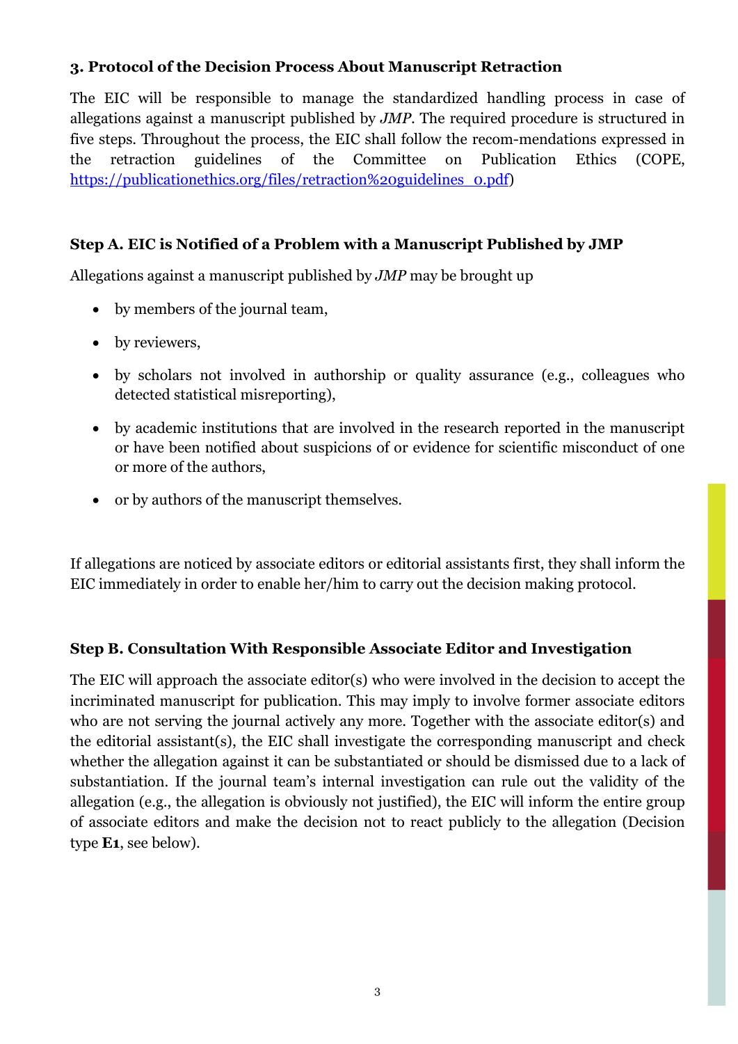### 3. Protocol of the Decision Process About Manuscript Retraction

The EIC will be responsible to manage the standardized handling process in case of allegations against a manuscript published by *JMP*. The required procedure is structured in five steps. Throughout the process, the EIC shall follow the recom-mendations expressed in the retraction guidelines of the Committee on Publication Ethics (COPE, https://publicationethics.org/files/retraction%20guidelines_0.pdf)

#### Step A. EIC is Notified of a Problem with a Manuscript Published by JMP

Allegations against a manuscript published by *JMP* may be brought up

- by members of the journal team,
- by reviewers,
- by scholars not involved in authorship or quality assurance (e.g., colleagues who detected statistical misreporting),
- by academic institutions that are involved in the research reported in the manuscript or have been notified about suspicions of or evidence for scientific misconduct of one or more of the authors,
- or by authors of the manuscript themselves.

If allegations are noticed by associate editors or editorial assistants first, they shall inform the EIC immediately in order to enable her/him to carry out the decision making protocol.

#### Step B. Consultation With Responsible Associate Editor and Investigation

The EIC will approach the associate editor(s) who were involved in the decision to accept the incriminated manuscript for publication. This may imply to involve former associate editors who are not serving the journal actively any more. Together with the associate editor(s) and the editorial assistant(s), the EIC shall investigate the corresponding manuscript and check whether the allegation against it can be substantiated or should be dismissed due to a lack of substantiation. If the journal team's internal investigation can rule out the validity of the allegation (e.g., the allegation is obviously not justified), the EIC will inform the entire group of associate editors and make the decision not to react publicly to the allegation (Decision type **E1**, see below).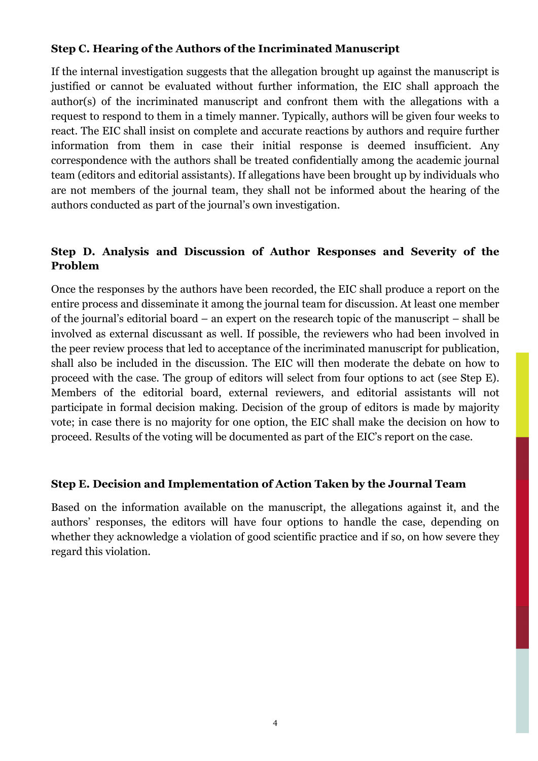### Step C. Hearing of the Authors of the Incriminated Manuscript

If the internal investigation suggests that the allegation brought up against the manuscript is justified or cannot be evaluated without further information, the EIC shall approach the author(s) of the incriminated manuscript and confront them with the allegations with a request to respond to them in a timely manner. Typically, authors will be given four weeks to react. The EIC shall insist on complete and accurate reactions by authors and require further information from them in case their initial response is deemed insufficient. Any correspondence with the authors shall be treated confidentially among the academic journal team (editors and editorial assistants). If allegations have been brought up by individuals who are not members of the journal team, they shall not be informed about the hearing of the authors conducted as part of the journal's own investigation.

### Step D. Analysis and Discussion of Author Responses and Severity of the Problem

Once the responses by the authors have been recorded, the EIC shall produce a report on the entire process and disseminate it among the journal team for discussion. At least one member of the journal's editorial board – an expert on the research topic of the manuscript – shall be involved as external discussant as well. If possible, the reviewers who had been involved in the peer review process that led to acceptance of the incriminated manuscript for publication, shall also be included in the discussion. The EIC will then moderate the debate on how to proceed with the case. The group of editors will select from four options to act (see Step E). Members of the editorial board, external reviewers, and editorial assistants will not participate in formal decision making. Decision of the group of editors is made by majority vote; in case there is no majority for one option, the EIC shall make the decision on how to proceed. Results of the voting will be documented as part of the EIC's report on the case.

### Step E. Decision and Implementation of Action Taken by the Journal Team

Based on the information available on the manuscript, the allegations against it, and the authors' responses, the editors will have four options to handle the case, depending on whether they acknowledge a violation of good scientific practice and if so, on how severe they regard this violation.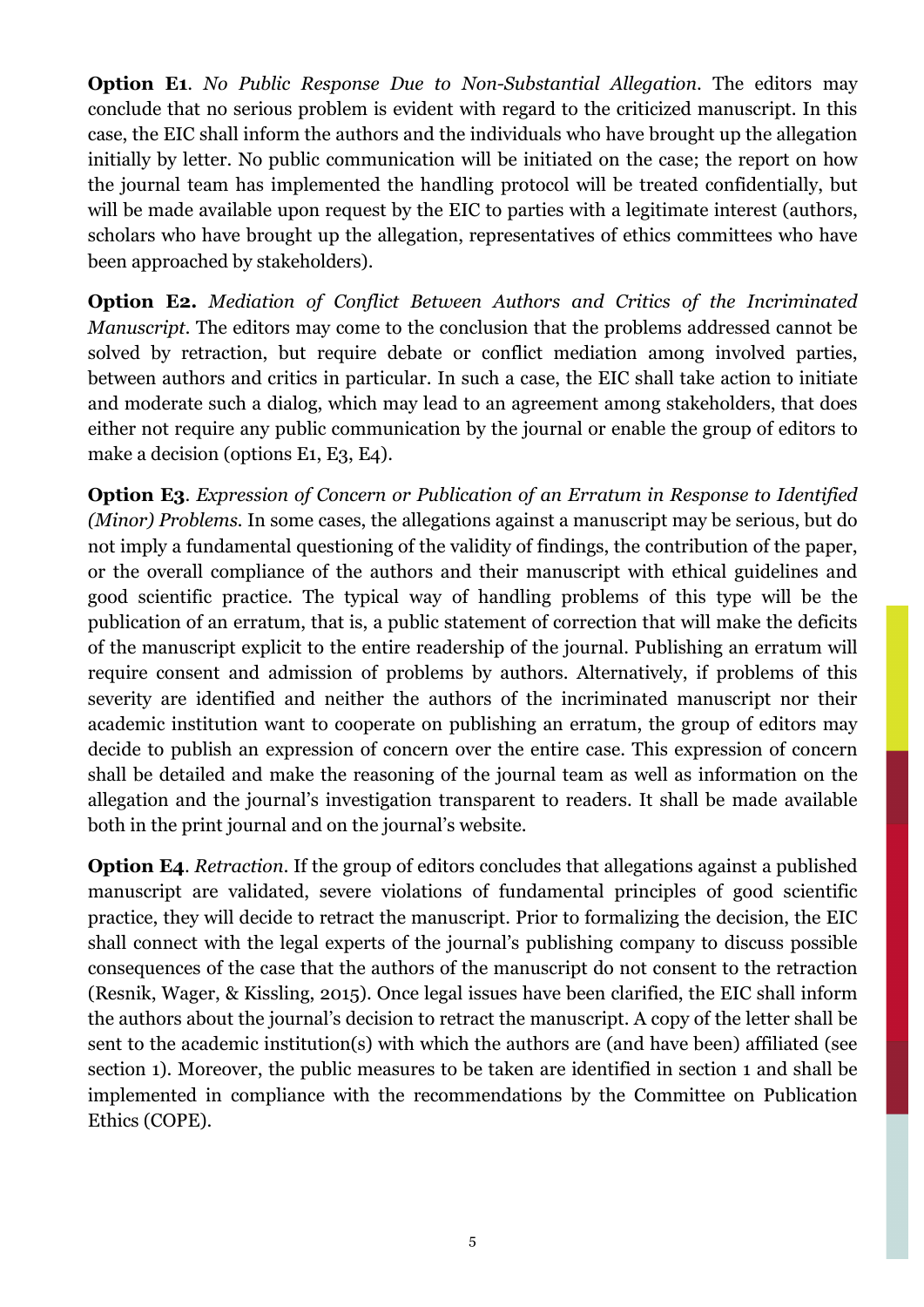**Option E1**. *No Public Response Due to Non-Substantial Allegation.* The editors may conclude that no serious problem is evident with regard to the criticized manuscript. In this case, the EIC shall inform the authors and the individuals who have brought up the allegation initially by letter. No public communication will be initiated on the case; the report on how the journal team has implemented the handling protocol will be treated confidentially, but will be made available upon request by the EIC to parties with a legitimate interest (authors, scholars who have brought up the allegation, representatives of ethics committees who have been approached by stakeholders).

**Option E2.** *Mediation of Conflict Between Authors and Critics of the Incriminated Manuscript.* The editors may come to the conclusion that the problems addressed cannot be solved by retraction, but require debate or conflict mediation among involved parties, between authors and critics in particular. In such a case, the EIC shall take action to initiate and moderate such a dialog, which may lead to an agreement among stakeholders, that does either not require any public communication by the journal or enable the group of editors to make a decision (options E1, E3, E4).

**Option E3**. *Expression of Concern or Publication of an Erratum in Response to Identified (Minor) Problems.* In some cases, the allegations against a manuscript may be serious, but do not imply a fundamental questioning of the validity of findings, the contribution of the paper, or the overall compliance of the authors and their manuscript with ethical guidelines and good scientific practice. The typical way of handling problems of this type will be the publication of an erratum, that is, a public statement of correction that will make the deficits of the manuscript explicit to the entire readership of the journal. Publishing an erratum will require consent and admission of problems by authors. Alternatively, if problems of this severity are identified and neither the authors of the incriminated manuscript nor their academic institution want to cooperate on publishing an erratum, the group of editors may decide to publish an expression of concern over the entire case. This expression of concern shall be detailed and make the reasoning of the journal team as well as information on the allegation and the journal's investigation transparent to readers. It shall be made available both in the print journal and on the journal's website.

**Option E4**. *Retraction.* If the group of editors concludes that allegations against a published manuscript are validated, severe violations of fundamental principles of good scientific practice, they will decide to retract the manuscript. Prior to formalizing the decision, the EIC shall connect with the legal experts of the journal's publishing company to discuss possible consequences of the case that the authors of the manuscript do not consent to the retraction (Resnik, Wager, & Kissling, 2015). Once legal issues have been clarified, the EIC shall inform the authors about the journal's decision to retract the manuscript. A copy of the letter shall be sent to the academic institution(s) with which the authors are (and have been) affiliated (see section 1). Moreover, the public measures to be taken are identified in section 1 and shall be implemented in compliance with the recommendations by the Committee on Publication Ethics (COPE).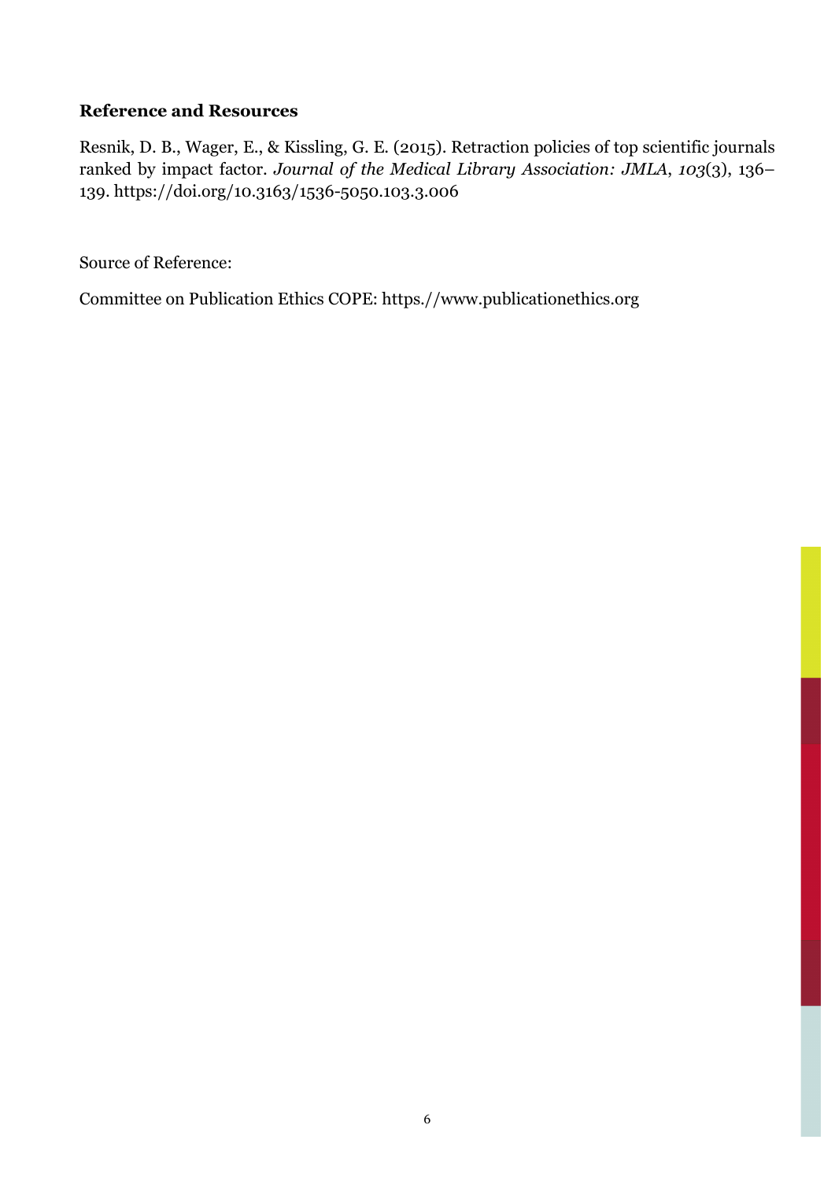**Reference and Resources**

Resnik, D. B., Wager, E., & Kissling, G. E. (2015). Retraction policies of top scientific journals ranked by impact factor. *Journal of the Medical Library Association: JMLA*, *103*(3), 136–139. https://doi.org/10.3163/1536-5050.103.3.006

Source of Reference:

Committee on Publication Ethics COPE: https.//www.publicationethics.org